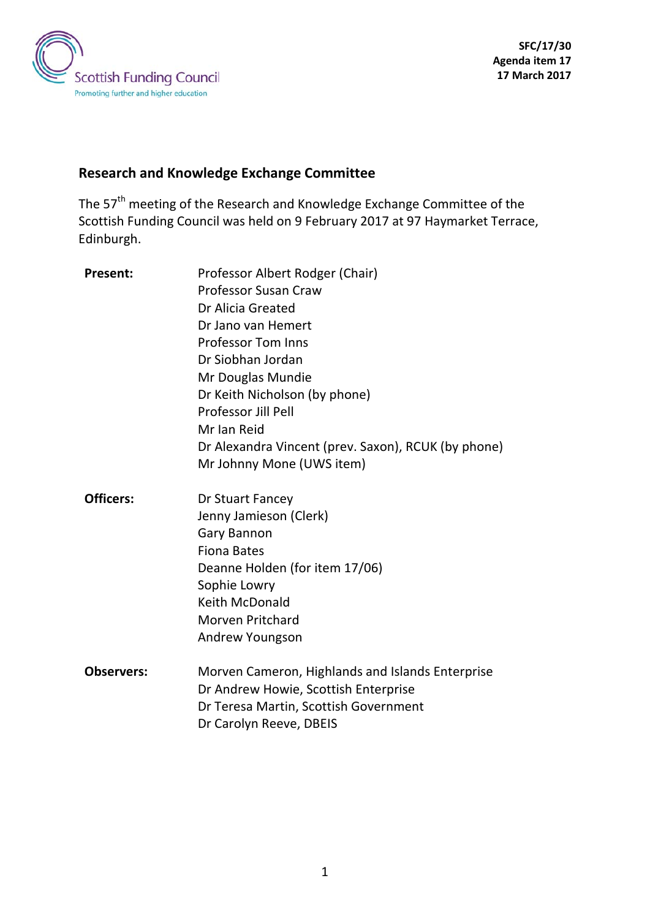SFC/17/30
Agenda item 17
17 March 2017

## Research and Knowledge Exchange Committee

The 57th meeting of the Research and Knowledge Exchange Committee of the Scottish Funding Council was held on 9 February 2017 at 97 Haymarket Terrace, Edinburgh.

| | |
|---|---|
| **Present:** | Professor Albert Rodger (Chair)<br>Professor Susan Craw<br>Dr Alicia Greated<br>Dr Jano van Hemert<br>Professor Tom Inns<br>Dr Siobhan Jordan<br>Mr Douglas Mundie<br>Dr Keith Nicholson (by phone)<br>Professor Jill Pell<br>Mr Ian Reid<br>Dr Alexandra Vincent (prev. Saxon), RCUK (by phone)<br>Mr Johnny Mone (UWS item) |
| **Officers:** | Dr Stuart Fancey<br>Jenny Jamieson (Clerk)<br>Gary Bannon<br>Fiona Bates<br>Deanne Holden (for item 17/06)<br>Sophie Lowry<br>Keith McDonald<br>Morven Pritchard<br>Andrew Youngson |
| **Observers:** | Morven Cameron, Highlands and Islands Enterprise<br>Dr Andrew Howie, Scottish Enterprise<br>Dr Teresa Martin, Scottish Government<br>Dr Carolyn Reeve, DBEIS |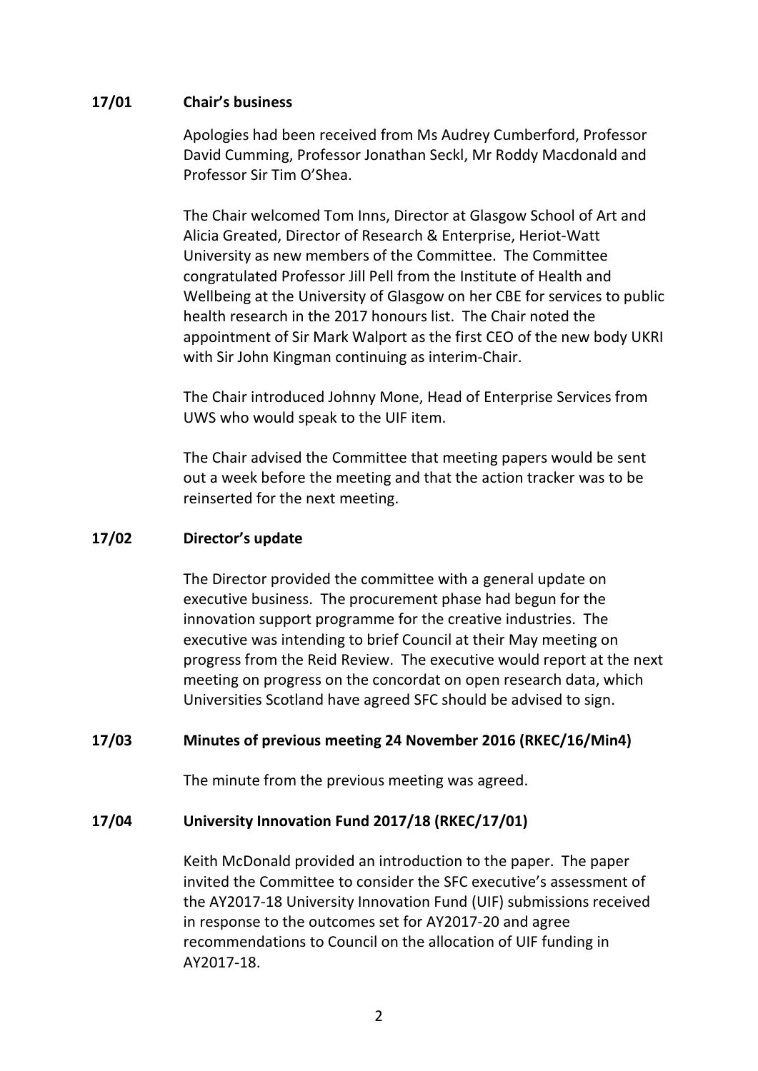**17/01 Chair's business**

Apologies had been received from Ms Audrey Cumberford, Professor David Cumming, Professor Jonathan Seckl, Mr Roddy Macdonald and Professor Sir Tim O'Shea.

The Chair welcomed Tom Inns, Director at Glasgow School of Art and Alicia Greated, Director of Research & Enterprise, Heriot-Watt University as new members of the Committee. The Committee congratulated Professor Jill Pell from the Institute of Health and Wellbeing at the University of Glasgow on her CBE for services to public health research in the 2017 honours list. The Chair noted the appointment of Sir Mark Walport as the first CEO of the new body UKRI with Sir John Kingman continuing as interim-Chair.

The Chair introduced Johnny Mone, Head of Enterprise Services from UWS who would speak to the UIF item.

The Chair advised the Committee that meeting papers would be sent out a week before the meeting and that the action tracker was to be reinserted for the next meeting.

**17/02 Director's update**

The Director provided the committee with a general update on executive business. The procurement phase had begun for the innovation support programme for the creative industries. The executive was intending to brief Council at their May meeting on progress from the Reid Review. The executive would report at the next meeting on progress on the concordat on open research data, which Universities Scotland have agreed SFC should be advised to sign.

**17/03 Minutes of previous meeting 24 November 2016 (RKEC/16/Min4)**

The minute from the previous meeting was agreed.

**17/04 University Innovation Fund 2017/18 (RKEC/17/01)**

Keith McDonald provided an introduction to the paper. The paper invited the Committee to consider the SFC executive's assessment of the AY2017-18 University Innovation Fund (UIF) submissions received in response to the outcomes set for AY2017-20 and agree recommendations to Council on the allocation of UIF funding in AY2017-18.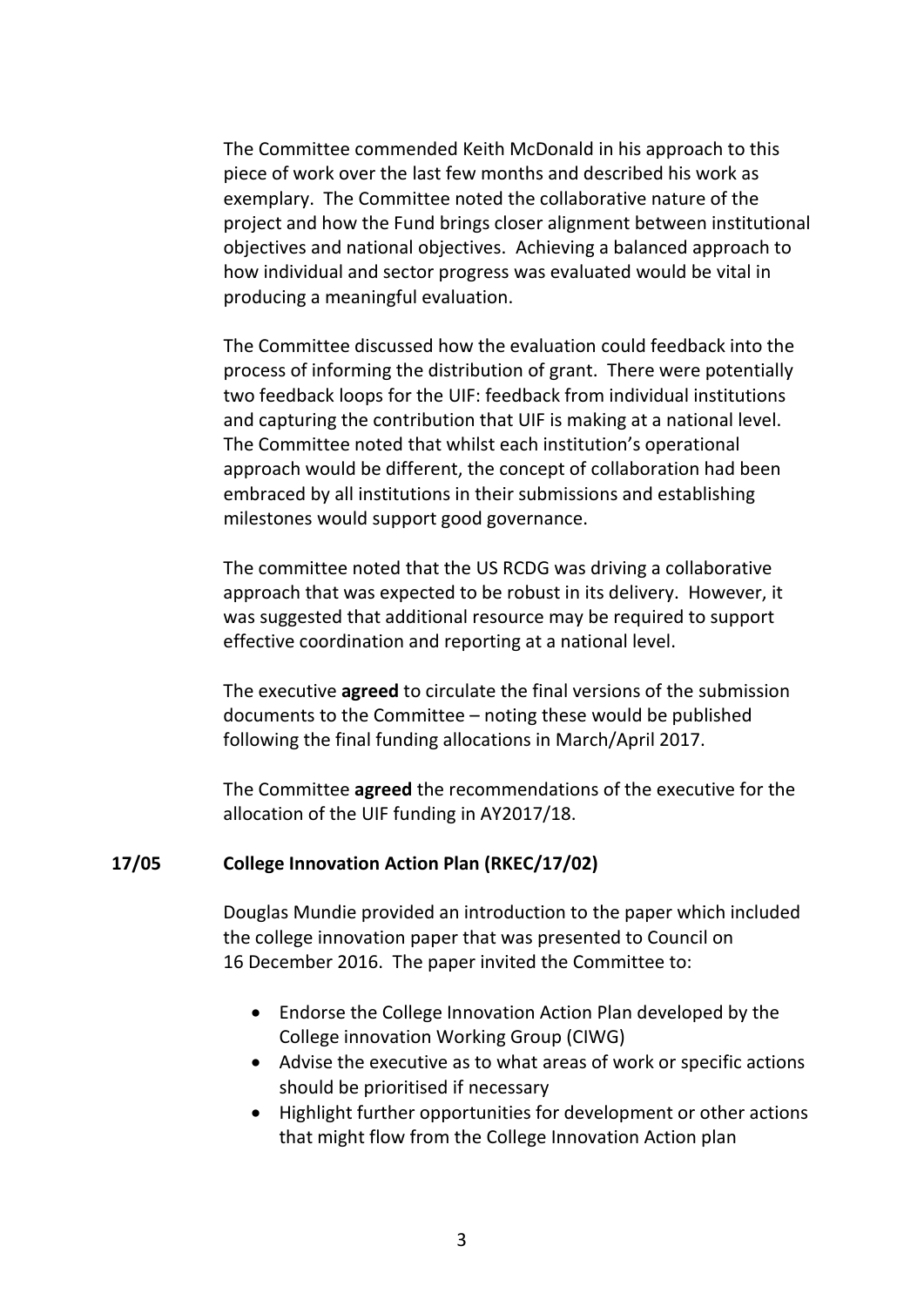The Committee commended Keith McDonald in his approach to this piece of work over the last few months and described his work as exemplary. The Committee noted the collaborative nature of the project and how the Fund brings closer alignment between institutional objectives and national objectives. Achieving a balanced approach to how individual and sector progress was evaluated would be vital in producing a meaningful evaluation.

The Committee discussed how the evaluation could feedback into the process of informing the distribution of grant. There were potentially two feedback loops for the UIF: feedback from individual institutions and capturing the contribution that UIF is making at a national level. The Committee noted that whilst each institution's operational approach would be different, the concept of collaboration had been embraced by all institutions in their submissions and establishing milestones would support good governance.

The committee noted that the US RCDG was driving a collaborative approach that was expected to be robust in its delivery. However, it was suggested that additional resource may be required to support effective coordination and reporting at a national level.

The executive **agreed** to circulate the final versions of the submission documents to the Committee – noting these would be published following the final funding allocations in March/April 2017.

The Committee **agreed** the recommendations of the executive for the allocation of the UIF funding in AY2017/18.

**17/05 College Innovation Action Plan (RKEC/17/02)**

Douglas Mundie provided an introduction to the paper which included the college innovation paper that was presented to Council on 16 December 2016. The paper invited the Committee to:

- Endorse the College Innovation Action Plan developed by the College innovation Working Group (CIWG)
- Advise the executive as to what areas of work or specific actions should be prioritised if necessary
- Highlight further opportunities for development or other actions that might flow from the College Innovation Action plan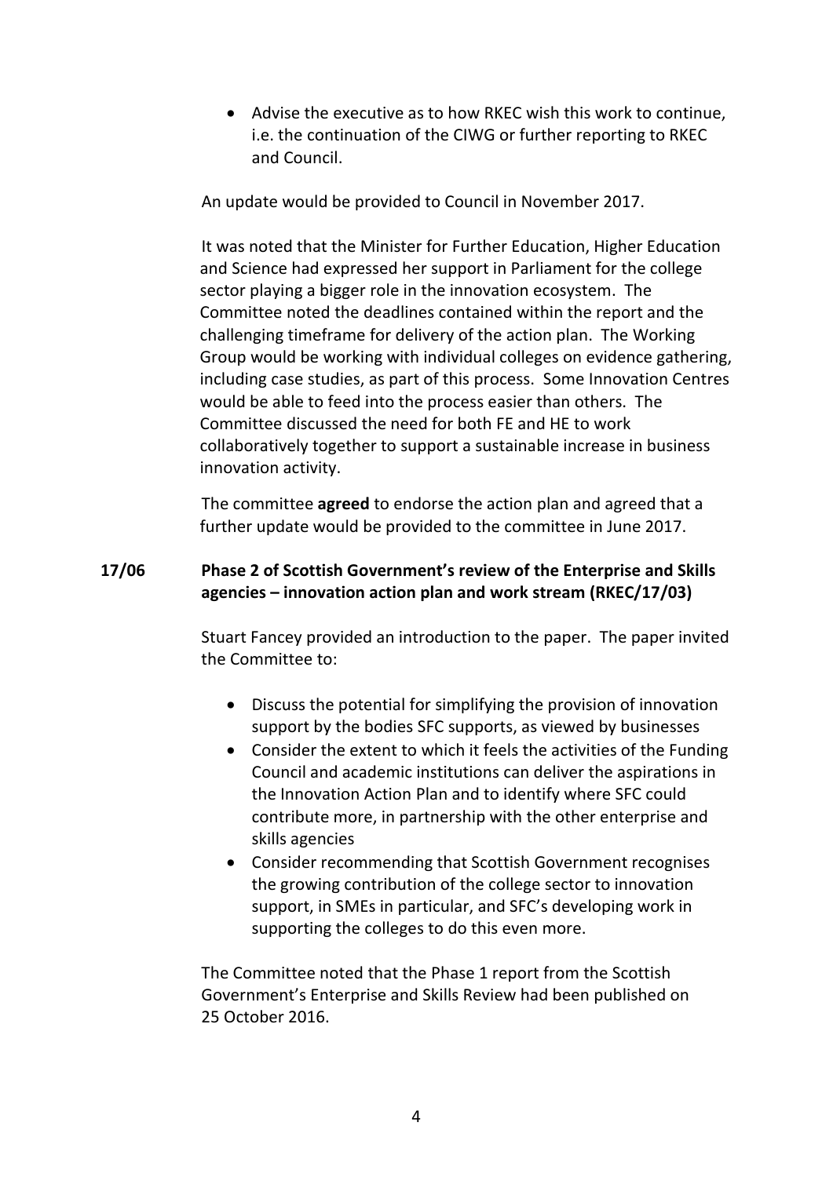- Advise the executive as to how RKEC wish this work to continue, i.e. the continuation of the CIWG or further reporting to RKEC and Council.

An update would be provided to Council in November 2017.

It was noted that the Minister for Further Education, Higher Education and Science had expressed her support in Parliament for the college sector playing a bigger role in the innovation ecosystem. The Committee noted the deadlines contained within the report and the challenging timeframe for delivery of the action plan. The Working Group would be working with individual colleges on evidence gathering, including case studies, as part of this process. Some Innovation Centres would be able to feed into the process easier than others. The Committee discussed the need for both FE and HE to work collaboratively together to support a sustainable increase in business innovation activity.

The committee **agreed** to endorse the action plan and agreed that a further update would be provided to the committee in June 2017.

**17/06 Phase 2 of Scottish Government's review of the Enterprise and Skills agencies – innovation action plan and work stream (RKEC/17/03)**

Stuart Fancey provided an introduction to the paper. The paper invited the Committee to:

- Discuss the potential for simplifying the provision of innovation support by the bodies SFC supports, as viewed by businesses
- Consider the extent to which it feels the activities of the Funding Council and academic institutions can deliver the aspirations in the Innovation Action Plan and to identify where SFC could contribute more, in partnership with the other enterprise and skills agencies
- Consider recommending that Scottish Government recognises the growing contribution of the college sector to innovation support, in SMEs in particular, and SFC's developing work in supporting the colleges to do this even more.

The Committee noted that the Phase 1 report from the Scottish Government's Enterprise and Skills Review had been published on 25 October 2016.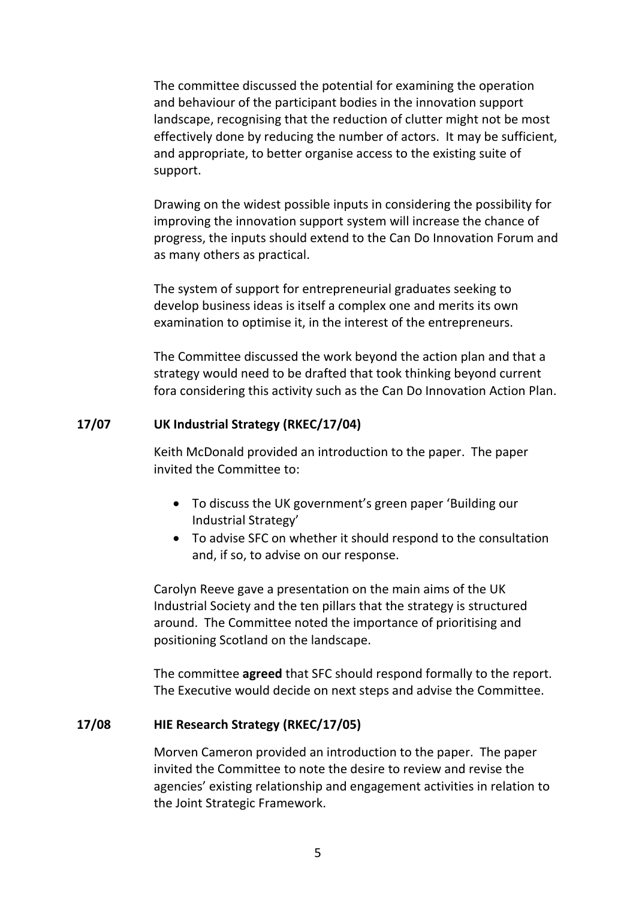The committee discussed the potential for examining the operation and behaviour of the participant bodies in the innovation support landscape, recognising that the reduction of clutter might not be most effectively done by reducing the number of actors. It may be sufficient, and appropriate, to better organise access to the existing suite of support.

Drawing on the widest possible inputs in considering the possibility for improving the innovation support system will increase the chance of progress, the inputs should extend to the Can Do Innovation Forum and as many others as practical.

The system of support for entrepreneurial graduates seeking to develop business ideas is itself a complex one and merits its own examination to optimise it, in the interest of the entrepreneurs.

The Committee discussed the work beyond the action plan and that a strategy would need to be drafted that took thinking beyond current fora considering this activity such as the Can Do Innovation Action Plan.

**17/07 UK Industrial Strategy (RKEC/17/04)**

Keith McDonald provided an introduction to the paper. The paper invited the Committee to:

- To discuss the UK government's green paper 'Building our Industrial Strategy'
- To advise SFC on whether it should respond to the consultation and, if so, to advise on our response.

Carolyn Reeve gave a presentation on the main aims of the UK Industrial Society and the ten pillars that the strategy is structured around. The Committee noted the importance of prioritising and positioning Scotland on the landscape.

The committee **agreed** that SFC should respond formally to the report. The Executive would decide on next steps and advise the Committee.

**17/08 HIE Research Strategy (RKEC/17/05)**

Morven Cameron provided an introduction to the paper. The paper invited the Committee to note the desire to review and revise the agencies' existing relationship and engagement activities in relation to the Joint Strategic Framework.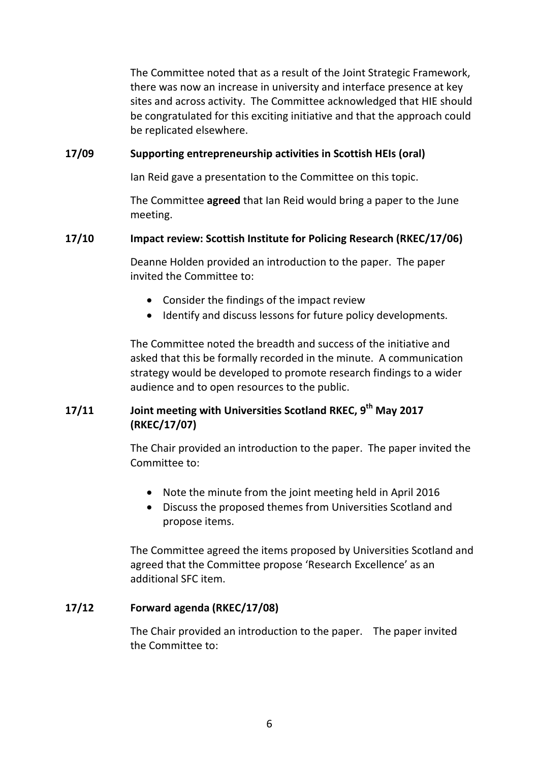The Committee noted that as a result of the Joint Strategic Framework, there was now an increase in university and interface presence at key sites and across activity. The Committee acknowledged that HIE should be congratulated for this exciting initiative and that the approach could be replicated elsewhere.

**17/09 Supporting entrepreneurship activities in Scottish HEIs (oral)**

Ian Reid gave a presentation to the Committee on this topic.

The Committee **agreed** that Ian Reid would bring a paper to the June meeting.

**17/10 Impact review: Scottish Institute for Policing Research (RKEC/17/06)**

Deanne Holden provided an introduction to the paper. The paper invited the Committee to:

- Consider the findings of the impact review
- Identify and discuss lessons for future policy developments.

The Committee noted the breadth and success of the initiative and asked that this be formally recorded in the minute. A communication strategy would be developed to promote research findings to a wider audience and to open resources to the public.

**17/11 Joint meeting with Universities Scotland RKEC, 9th May 2017 (RKEC/17/07)**

The Chair provided an introduction to the paper. The paper invited the Committee to:

- Note the minute from the joint meeting held in April 2016
- Discuss the proposed themes from Universities Scotland and propose items.

The Committee agreed the items proposed by Universities Scotland and agreed that the Committee propose 'Research Excellence' as an additional SFC item.

**17/12 Forward agenda (RKEC/17/08)**

The Chair provided an introduction to the paper. The paper invited the Committee to: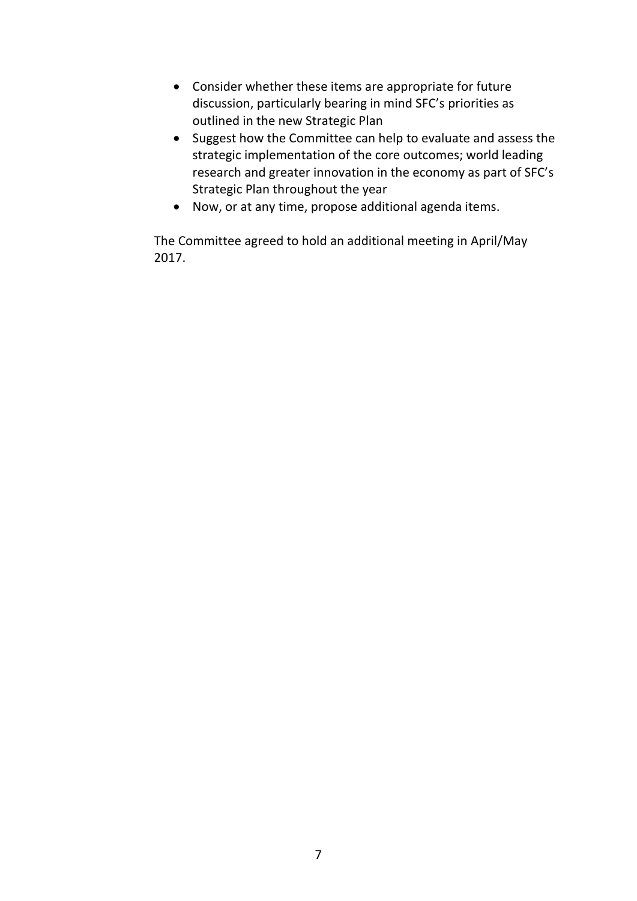- Consider whether these items are appropriate for future discussion, particularly bearing in mind SFC's priorities as outlined in the new Strategic Plan
- Suggest how the Committee can help to evaluate and assess the strategic implementation of the core outcomes; world leading research and greater innovation in the economy as part of SFC's Strategic Plan throughout the year
- Now, or at any time, propose additional agenda items.

The Committee agreed to hold an additional meeting in April/May 2017.